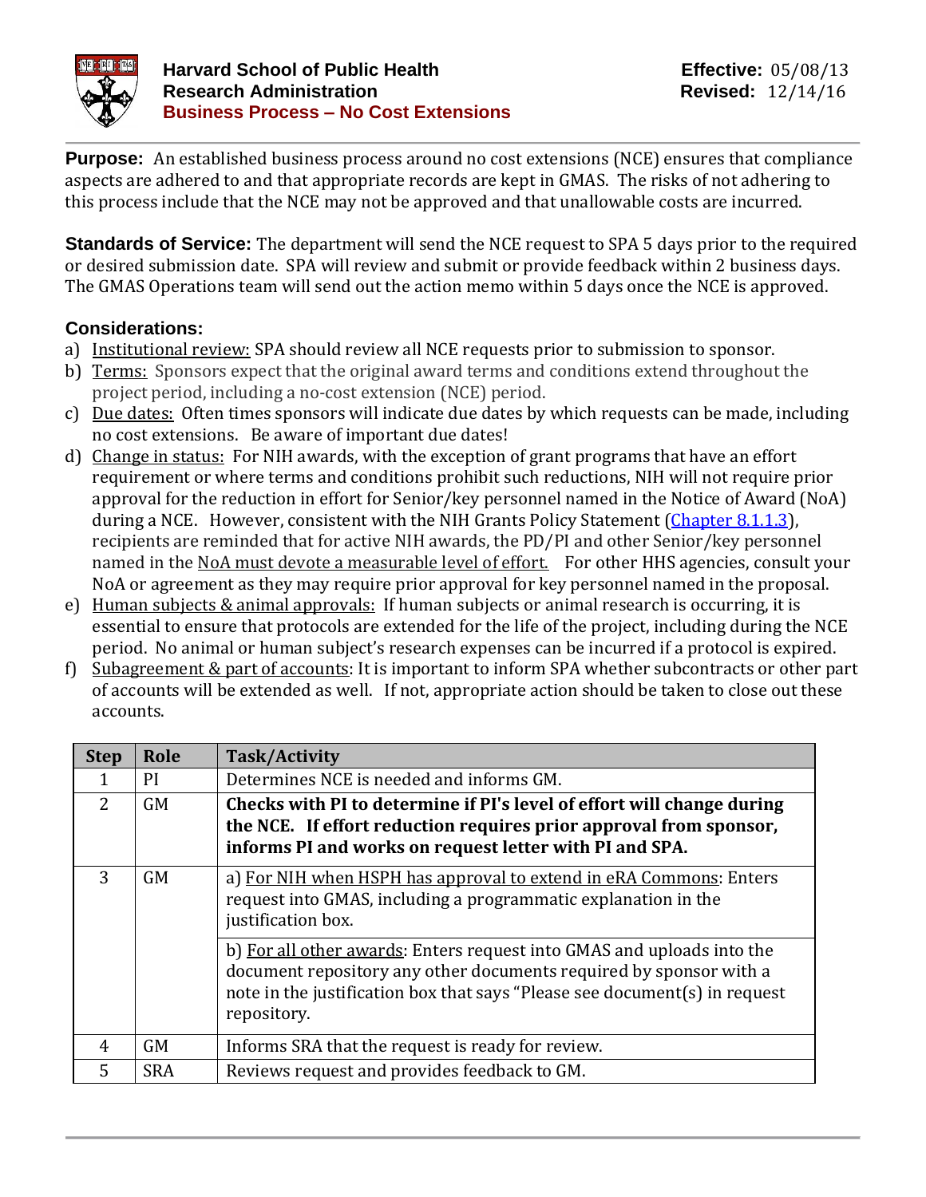# Harvard School of Public Health
## Research Administration
## Business Process – No Cost Extensions

**Effective:** 05/08/13
**Revised:** 12/14/16

**Purpose:** An established business process around no cost extensions (NCE) ensures that compliance aspects are adhered to and that appropriate records are kept in GMAS. The risks of not adhering to this process include that the NCE may not be approved and that unallowable costs are incurred.

**Standards of Service:** The department will send the NCE request to SPA 5 days prior to the required or desired submission date. SPA will review and submit or provide feedback within 2 business days. The GMAS Operations team will send out the action memo within 5 days once the NCE is approved.

**Considerations:**

a) Institutional review: SPA should review all NCE requests prior to submission to sponsor.
b) Terms: Sponsors expect that the original award terms and conditions extend throughout the project period, including a no-cost extension (NCE) period.
c) Due dates: Often times sponsors will indicate due dates by which requests can be made, including no cost extensions. Be aware of important due dates!
d) Change in status: For NIH awards, with the exception of grant programs that have an effort requirement or where terms and conditions prohibit such reductions, NIH will not require prior approval for the reduction in effort for Senior/key personnel named in the Notice of Award (NoA) during a NCE. However, consistent with the NIH Grants Policy Statement (Chapter 8.1.1.3), recipients are reminded that for active NIH awards, the PD/PI and other Senior/key personnel named in the NoA must devote a measurable level of effort. For other HHS agencies, consult your NoA or agreement as they may require prior approval for key personnel named in the proposal.
e) Human subjects & animal approvals: If human subjects or animal research is occurring, it is essential to ensure that protocols are extended for the life of the project, including during the NCE period. No animal or human subject's research expenses can be incurred if a protocol is expired.
f) Subagreement & part of accounts: It is important to inform SPA whether subcontracts or other part of accounts will be extended as well. If not, appropriate action should be taken to close out these accounts.

| Step | Role | Task/Activity |
|---|---|---|
| 1 | PI | Determines NCE is needed and informs GM. |
| 2 | GM | **Checks with PI to determine if PI's level of effort will change during the NCE. If effort reduction requires prior approval from sponsor, informs PI and works on request letter with PI and SPA.** |
| 3 | GM | a) For NIH when HSPH has approval to extend in eRA Commons: Enters request into GMAS, including a programmatic explanation in the justification box. |
| | | b) For all other awards: Enters request into GMAS and uploads into the document repository any other documents required by sponsor with a note in the justification box that says "Please see document(s) in request repository. |
| 4 | GM | Informs SRA that the request is ready for review. |
| 5 | SRA | Reviews request and provides feedback to GM. |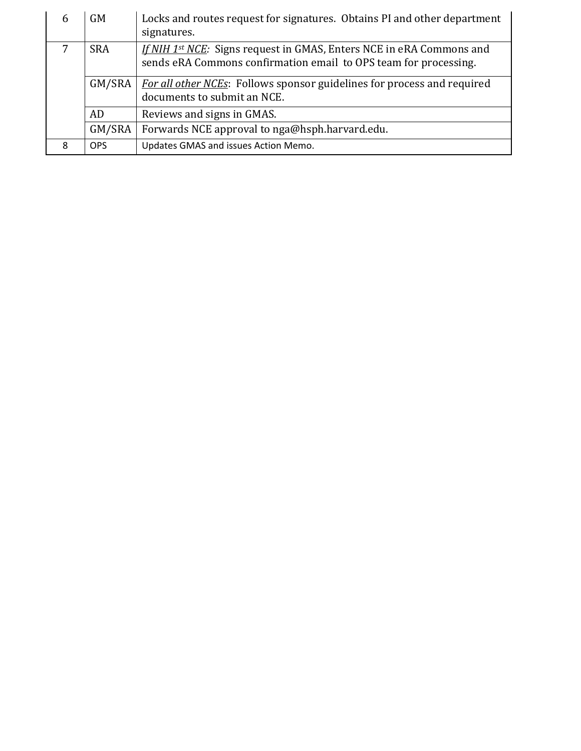| | | |
|---|---|---|
| 6 | GM | Locks and routes request for signatures. Obtains PI and other department signatures. |
| 7 | SRA | *If NIH 1st NCE:* Signs request in GMAS, Enters NCE in eRA Commons and sends eRA Commons confirmation email to OPS team for processing. |
| | GM/SRA | *For all other NCEs*: Follows sponsor guidelines for process and required documents to submit an NCE. |
| | AD | Reviews and signs in GMAS. |
| | GM/SRA | Forwards NCE approval to nga@hsph.harvard.edu. |
| 8 | OPS | Updates GMAS and issues Action Memo. |